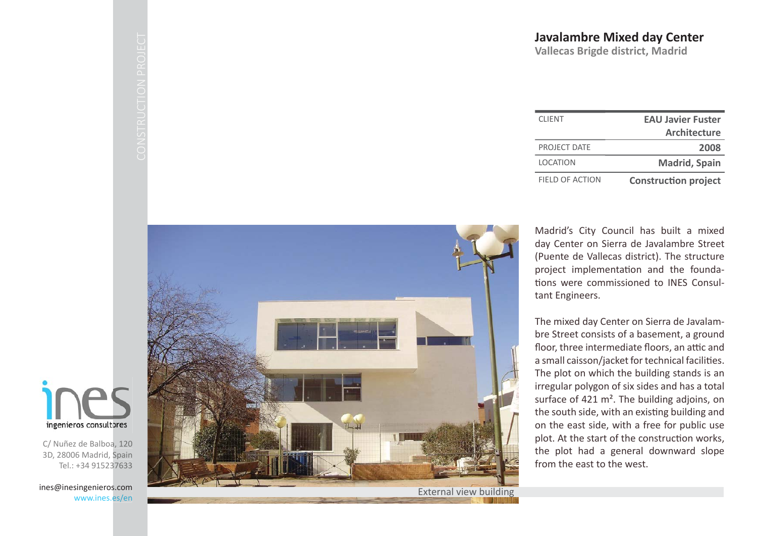# Javalambre Mixed day Center

**Vallecas Brigde district, Madrid**

| CLIENT | EAU Javier Fuster Architecture |
|---|---|
| PROJECT DATE | 2008 |
| LOCATION | Madrid, Spain |
| FIELD OF ACTION | Construction project |

Madrid's City Council has built a mixed day Center on Sierra de Javalambre Street (Puente de Vallecas district). The structure project implementation and the foundations were commissioned to INES Consultant Engineers.

The mixed day Center on Sierra de Javalambre Street consists of a basement, a ground floor, three intermediate floors, an attic and a small caisson/jacket for technical facilities. The plot on which the building stands is an irregular polygon of six sides and has a total surface of 421 m². The building adjoins, on the south side, with an existing building and on the east side, with a free for public use plot. At the start of the construction works, the plot had a general downward slope from the east to the west.

External view building

CONSTRUCTION PROJECT

ines ingenieros consultores

C/ Nuñez de Balboa, 120
3D, 28006 Madrid, Spain
Tel.: +34 915237633

ines@inesingenieros.com
www.ines.es/en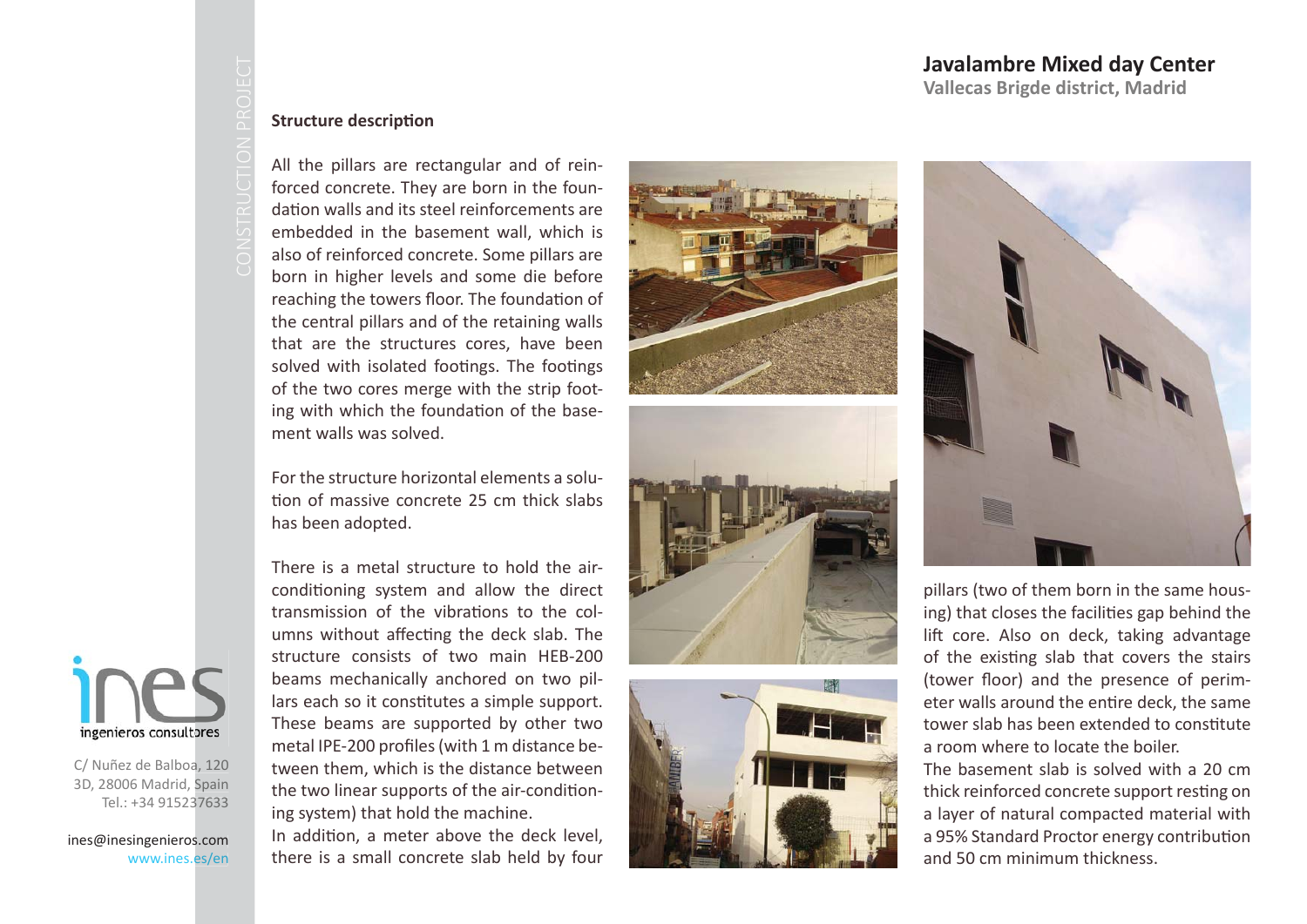# Javalambre Mixed day Center

**Vallecas Brigde district, Madrid**

## Structure description

All the pillars are rectangular and of reinforced concrete. They are born in the foundation walls and its steel reinforcements are embedded in the basement wall, which is also of reinforced concrete. Some pillars are born in higher levels and some die before reaching the towers floor. The foundation of the central pillars and of the retaining walls that are the structures cores, have been solved with isolated footings. The footings of the two cores merge with the strip footing with which the foundation of the basement walls was solved.

For the structure horizontal elements a solution of massive concrete 25 cm thick slabs has been adopted.

There is a metal structure to hold the air-conditioning system and allow the direct transmission of the vibrations to the columns without affecting the deck slab. The structure consists of two main HEB-200 beams mechanically anchored on two pillars each so it constitutes a simple support. These beams are supported by other two metal IPE-200 profiles (with 1 m distance between them, which is the distance between the two linear supports of the air-conditioning system) that hold the machine.

In addition, a meter above the deck level, there is a small concrete slab held by four pillars (two of them born in the same housing) that closes the facilities gap behind the lift core. Also on deck, taking advantage of the existing slab that covers the stairs (tower floor) and the presence of perimeter walls around the entire deck, the same tower slab has been extended to constitute a room where to locate the boiler.

The basement slab is solved with a 20 cm thick reinforced concrete support resting on a layer of natural compacted material with a 95% Standard Proctor energy contribution and 50 cm minimum thickness.

ines ingenieros consultores

C/ Nuñez de Balboa, 120 3D, 28006 Madrid, Spain
Tel.: +34 915237633

ines@inesingenieros.com
www.ines.es/en